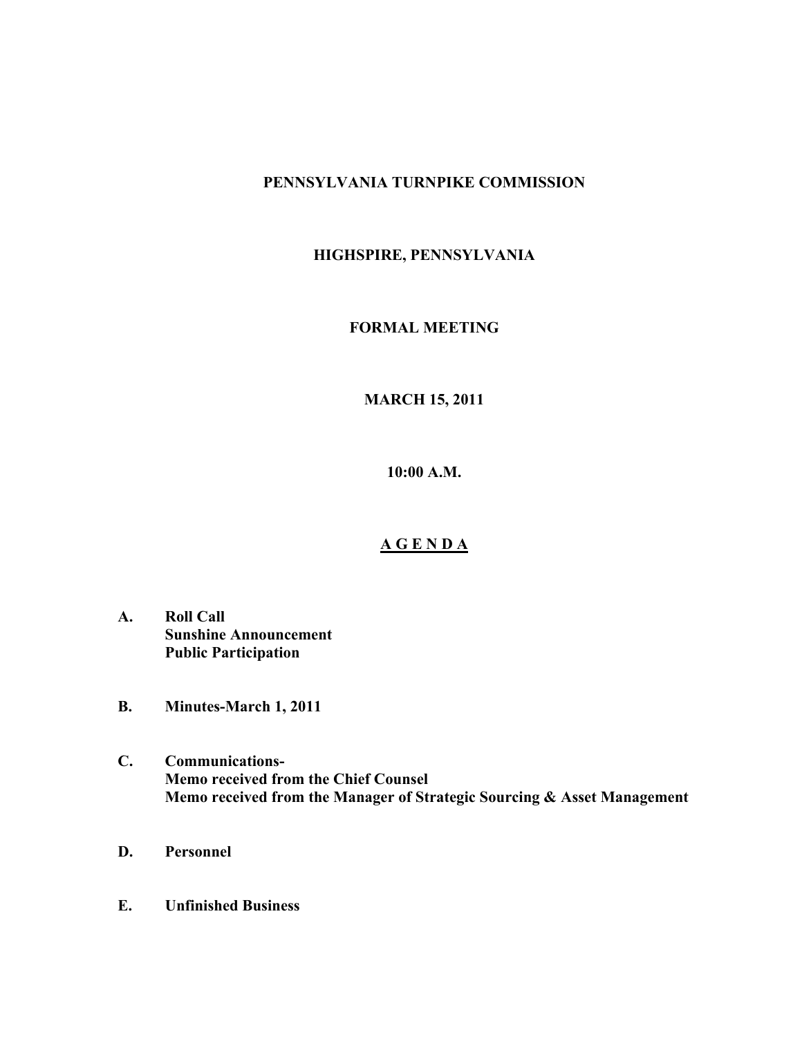**PENNSYLVANIA TURNPIKE COMMISSION**

**HIGHSPIRE, PENNSYLVANIA**

**FORMAL MEETING**

**MARCH 15, 2011**

**10:00 A.M.**

**<u>A G E N D A</u>**

**A.** **Roll Call**
**Sunshine Announcement**
**Public Participation**

**B.** **Minutes-March 1, 2011**

**C.** **Communications-**
**Memo received from the Chief Counsel**
**Memo received from the Manager of Strategic Sourcing & Asset Management**

**D.** **Personnel**

**E.** **Unfinished Business**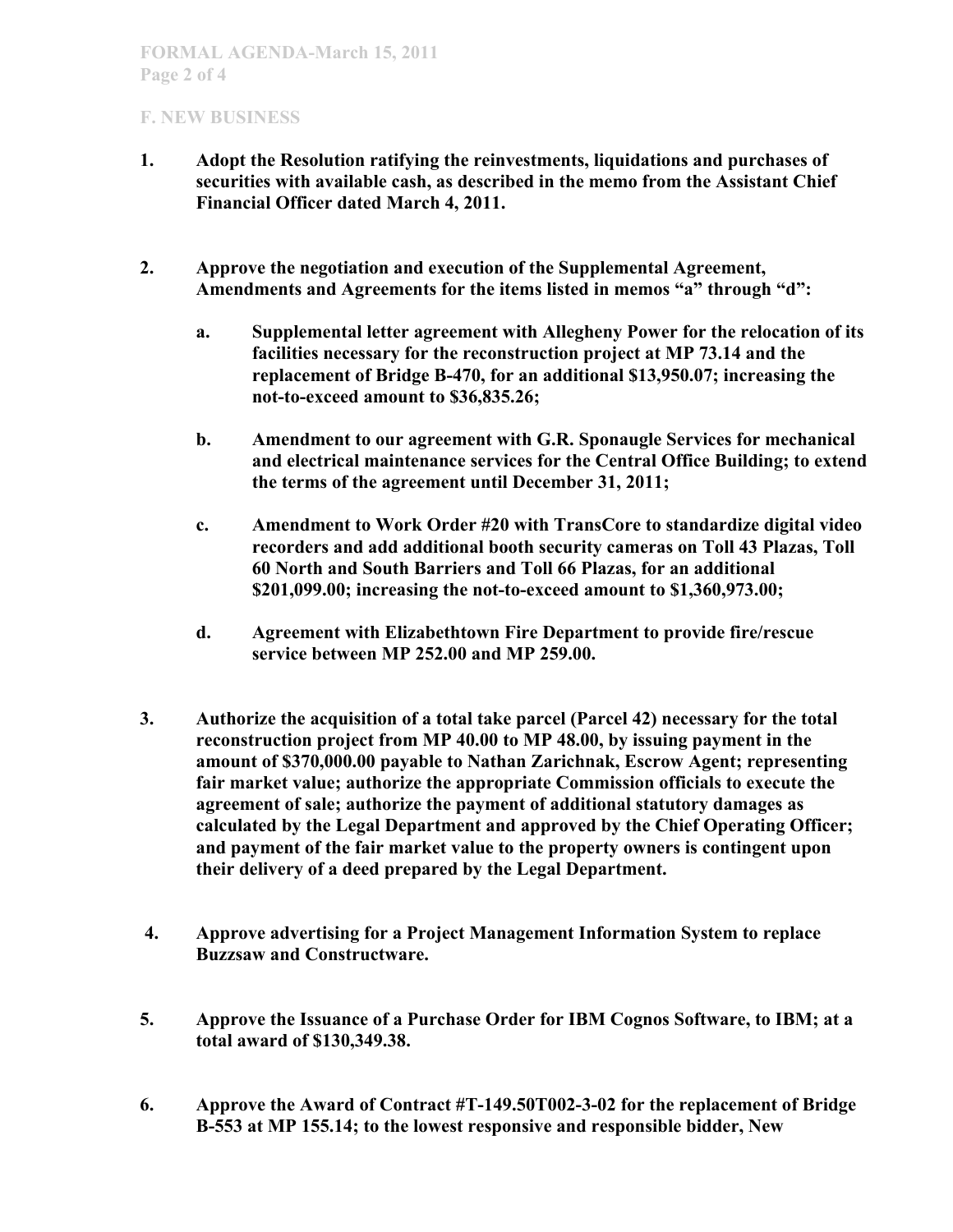## F. NEW BUSINESS

1. **Adopt the Resolution ratifying the reinvestments, liquidations and purchases of securities with available cash, as described in the memo from the Assistant Chief Financial Officer dated March 4, 2011.**

2. **Approve the negotiation and execution of the Supplemental Agreement, Amendments and Agreements for the items listed in memos "a" through "d":**

   a. **Supplemental letter agreement with Allegheny Power for the relocation of its facilities necessary for the reconstruction project at MP 73.14 and the replacement of Bridge B-470, for an additional $13,950.07; increasing the not-to-exceed amount to $36,835.26;**

   b. **Amendment to our agreement with G.R. Sponaugle Services for mechanical and electrical maintenance services for the Central Office Building; to extend the terms of the agreement until December 31, 2011;**

   c. **Amendment to Work Order #20 with TransCore to standardize digital video recorders and add additional booth security cameras on Toll 43 Plazas, Toll 60 North and South Barriers and Toll 66 Plazas, for an additional $201,099.00; increasing the not-to-exceed amount to $1,360,973.00;**

   d. **Agreement with Elizabethtown Fire Department to provide fire/rescue service between MP 252.00 and MP 259.00.**

3. **Authorize the acquisition of a total take parcel (Parcel 42) necessary for the total reconstruction project from MP 40.00 to MP 48.00, by issuing payment in the amount of $370,000.00 payable to Nathan Zarichnak, Escrow Agent; representing fair market value; authorize the appropriate Commission officials to execute the agreement of sale; authorize the payment of additional statutory damages as calculated by the Legal Department and approved by the Chief Operating Officer; and payment of the fair market value to the property owners is contingent upon their delivery of a deed prepared by the Legal Department.**

4. **Approve advertising for a Project Management Information System to replace Buzzsaw and Constructware.**

5. **Approve the Issuance of a Purchase Order for IBM Cognos Software, to IBM; at a total award of $130,349.38.**

6. **Approve the Award of Contract #T-149.50T002-3-02 for the replacement of Bridge B-553 at MP 155.14; to the lowest responsive and responsible bidder, New**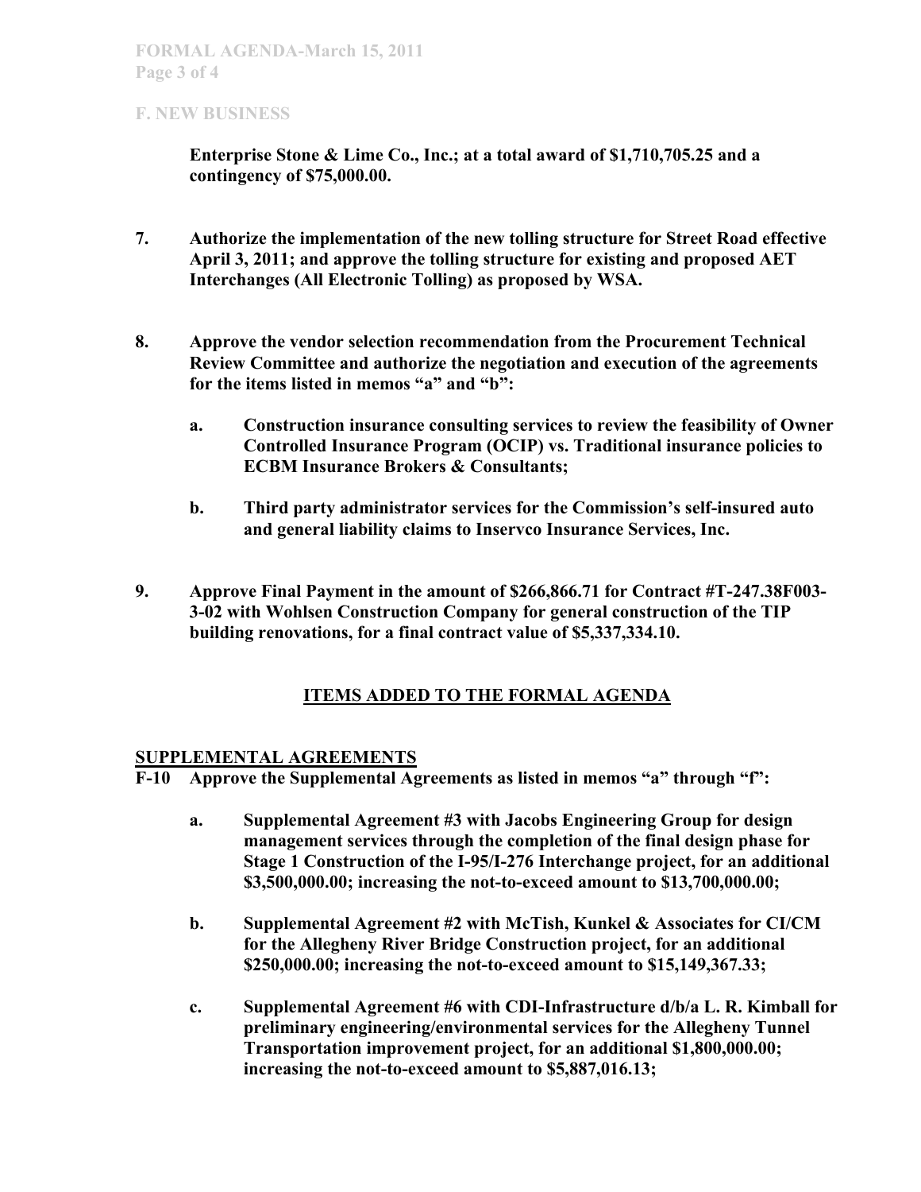## F. NEW BUSINESS

**Enterprise Stone & Lime Co., Inc.; at a total award of $1,710,705.25 and a contingency of $75,000.00.**

**7. Authorize the implementation of the new tolling structure for Street Road effective April 3, 2011; and approve the tolling structure for existing and proposed AET Interchanges (All Electronic Tolling) as proposed by WSA.**

**8. Approve the vendor selection recommendation from the Procurement Technical Review Committee and authorize the negotiation and execution of the agreements for the items listed in memos "a" and "b":**

- **a. Construction insurance consulting services to review the feasibility of Owner Controlled Insurance Program (OCIP) vs. Traditional insurance policies to ECBM Insurance Brokers & Consultants;**
- **b. Third party administrator services for the Commission's self-insured auto and general liability claims to Inservco Insurance Services, Inc.**

**9. Approve Final Payment in the amount of $266,866.71 for Contract #T-247.38F003-3-02 with Wohlsen Construction Company for general construction of the TIP building renovations, for a final contract value of $5,337,334.10.**

## ITEMS ADDED TO THE FORMAL AGENDA

### SUPPLEMENTAL AGREEMENTS

**F-10 Approve the Supplemental Agreements as listed in memos "a" through "f":**

- **a. Supplemental Agreement #3 with Jacobs Engineering Group for design management services through the completion of the final design phase for Stage 1 Construction of the I-95/I-276 Interchange project, for an additional $3,500,000.00; increasing the not-to-exceed amount to $13,700,000.00;**
- **b. Supplemental Agreement #2 with McTish, Kunkel & Associates for CI/CM for the Allegheny River Bridge Construction project, for an additional $250,000.00; increasing the not-to-exceed amount to $15,149,367.33;**
- **c. Supplemental Agreement #6 with CDI-Infrastructure d/b/a L. R. Kimball for preliminary engineering/environmental services for the Allegheny Tunnel Transportation improvement project, for an additional $1,800,000.00; increasing the not-to-exceed amount to $5,887,016.13;**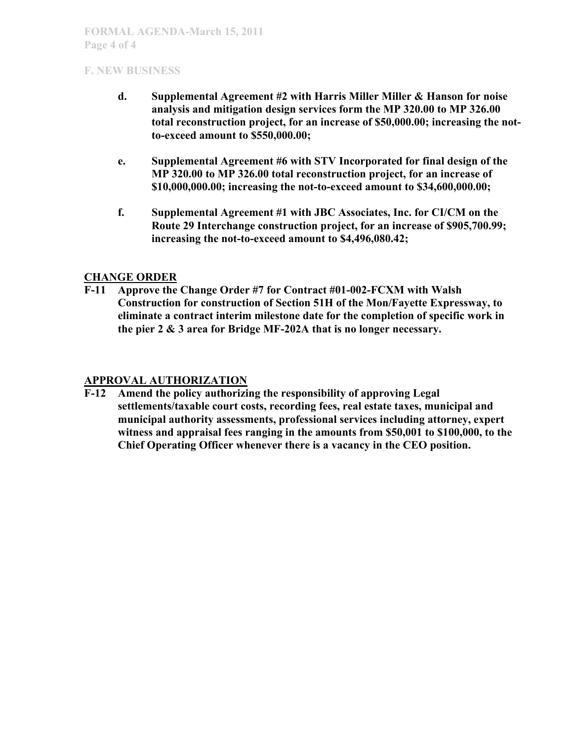**F. NEW BUSINESS**

- **d. Supplemental Agreement #2 with Harris Miller Miller & Hanson for noise analysis and mitigation design services form the MP 320.00 to MP 326.00 total reconstruction project, for an increase of $50,000.00; increasing the not-to-exceed amount to $550,000.00;**

- **e. Supplemental Agreement #6 with STV Incorporated for final design of the MP 320.00 to MP 326.00 total reconstruction project, for an increase of $10,000,000.00; increasing the not-to-exceed amount to $34,600,000.00;**

- **f. Supplemental Agreement #1 with JBC Associates, Inc. for CI/CM on the Route 29 Interchange construction project, for an increase of $905,700.99; increasing the not-to-exceed amount to $4,496,080.42;**

**CHANGE ORDER**

**F-11 Approve the Change Order #7 for Contract #01-002-FCXM with Walsh Construction for construction of Section 51H of the Mon/Fayette Expressway, to eliminate a contract interim milestone date for the completion of specific work in the pier 2 & 3 area for Bridge MF-202A that is no longer necessary.**

**APPROVAL AUTHORIZATION**

**F-12 Amend the policy authorizing the responsibility of approving Legal settlements/taxable court costs, recording fees, real estate taxes, municipal and municipal authority assessments, professional services including attorney, expert witness and appraisal fees ranging in the amounts from $50,001 to $100,000, to the Chief Operating Officer whenever there is a vacancy in the CEO position.**